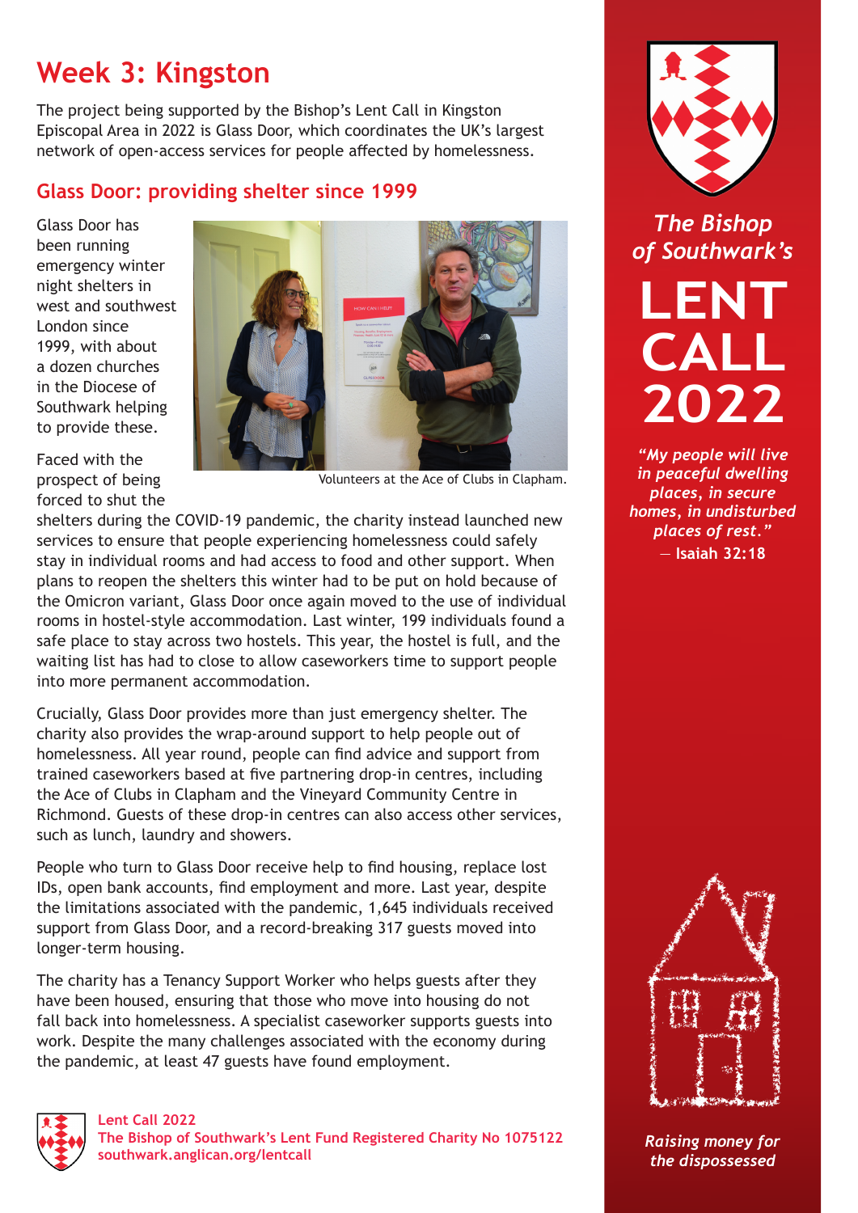# Week 3: Kingston

The project being supported by the Bishop's Lent Call in Kingston Episcopal Area in 2022 is Glass Door, which coordinates the UK's largest network of open-access services for people affected by homelessness.

## Glass Door: providing shelter since 1999

Glass Door has been running emergency winter night shelters in west and southwest London since 1999, with about a dozen churches in the Diocese of Southwark helping to provide these.

Volunteers at the Ace of Clubs in Clapham.

Faced with the prospect of being forced to shut the shelters during the COVID-19 pandemic, the charity instead launched new services to ensure that people experiencing homelessness could safely stay in individual rooms and had access to food and other support. When plans to reopen the shelters this winter had to be put on hold because of the Omicron variant, Glass Door once again moved to the use of individual rooms in hostel-style accommodation. Last winter, 199 individuals found a safe place to stay across two hostels. This year, the hostel is full, and the waiting list has had to close to allow caseworkers time to support people into more permanent accommodation.

Crucially, Glass Door provides more than just emergency shelter. The charity also provides the wrap-around support to help people out of homelessness. All year round, people can find advice and support from trained caseworkers based at five partnering drop-in centres, including the Ace of Clubs in Clapham and the Vineyard Community Centre in Richmond. Guests of these drop-in centres can also access other services, such as lunch, laundry and showers.

People who turn to Glass Door receive help to find housing, replace lost IDs, open bank accounts, find employment and more. Last year, despite the limitations associated with the pandemic, 1,645 individuals received support from Glass Door, and a record-breaking 317 guests moved into longer-term housing.

The charity has a Tenancy Support Worker who helps guests after they have been housed, ensuring that those who move into housing do not fall back into homelessness. A specialist caseworker supports guests into work. Despite the many challenges associated with the economy during the pandemic, at least 47 guests have found employment.

*The Bishop of Southwark's*

**LENT CALL 2022**

*"My people will live in peaceful dwelling places, in secure homes, in undisturbed places of rest."*
— Isaiah 32:18

*Raising money for the dispossessed*

**Lent Call 2022**
**The Bishop of Southwark's Lent Fund Registered Charity No 1075122**
**southwark.anglican.org/lentcall**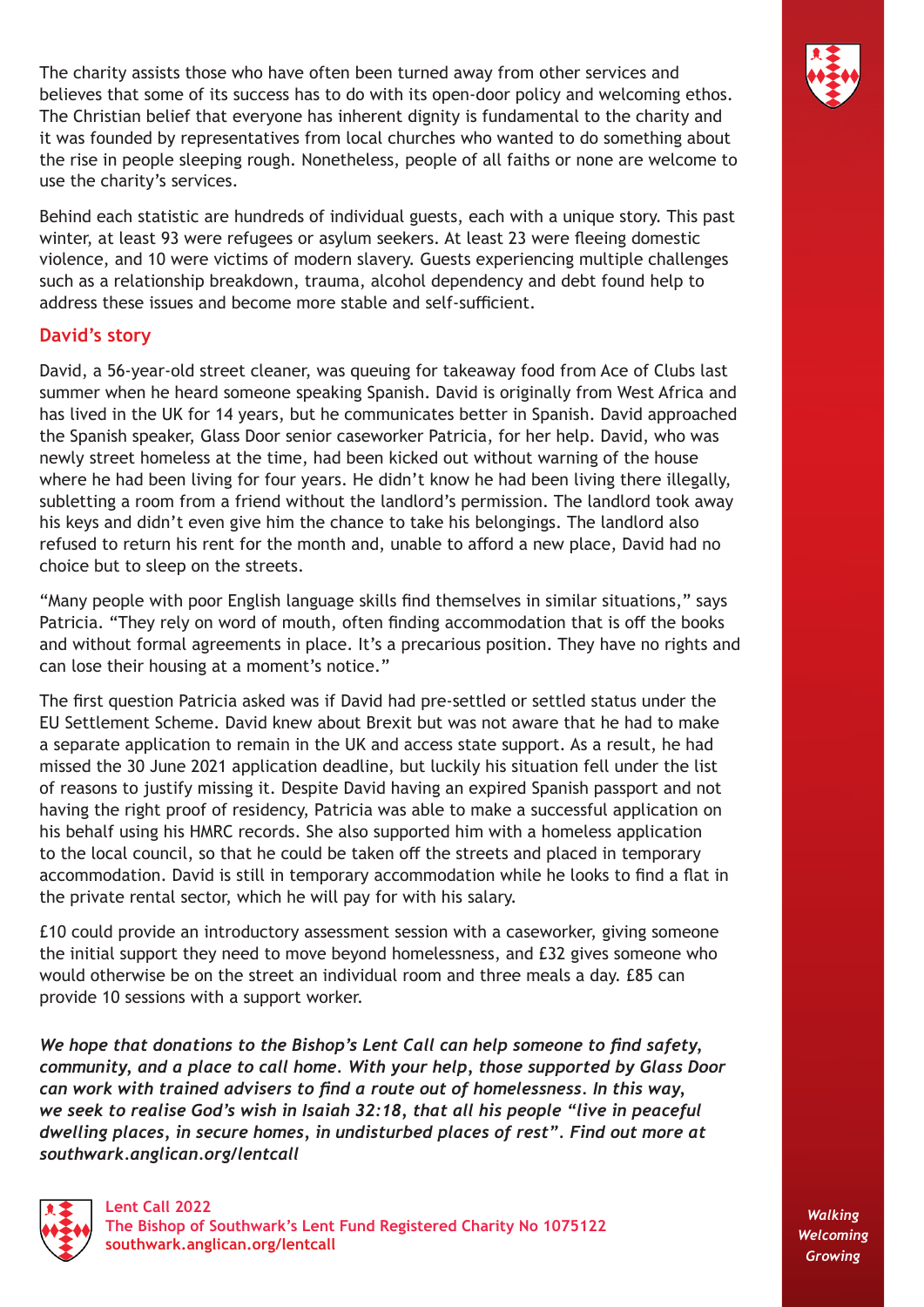The charity assists those who have often been turned away from other services and believes that some of its success has to do with its open-door policy and welcoming ethos. The Christian belief that everyone has inherent dignity is fundamental to the charity and it was founded by representatives from local churches who wanted to do something about the rise in people sleeping rough. Nonetheless, people of all faiths or none are welcome to use the charity's services.

Behind each statistic are hundreds of individual guests, each with a unique story. This past winter, at least 93 were refugees or asylum seekers. At least 23 were fleeing domestic violence, and 10 were victims of modern slavery. Guests experiencing multiple challenges such as a relationship breakdown, trauma, alcohol dependency and debt found help to address these issues and become more stable and self-sufficient.

## David's story

David, a 56-year-old street cleaner, was queuing for takeaway food from Ace of Clubs last summer when he heard someone speaking Spanish. David is originally from West Africa and has lived in the UK for 14 years, but he communicates better in Spanish. David approached the Spanish speaker, Glass Door senior caseworker Patricia, for her help. David, who was newly street homeless at the time, had been kicked out without warning of the house where he had been living for four years. He didn't know he had been living there illegally, subletting a room from a friend without the landlord's permission. The landlord took away his keys and didn't even give him the chance to take his belongings. The landlord also refused to return his rent for the month and, unable to afford a new place, David had no choice but to sleep on the streets.

"Many people with poor English language skills find themselves in similar situations," says Patricia. "They rely on word of mouth, often finding accommodation that is off the books and without formal agreements in place. It's a precarious position. They have no rights and can lose their housing at a moment's notice."

The first question Patricia asked was if David had pre-settled or settled status under the EU Settlement Scheme. David knew about Brexit but was not aware that he had to make a separate application to remain in the UK and access state support. As a result, he had missed the 30 June 2021 application deadline, but luckily his situation fell under the list of reasons to justify missing it. Despite David having an expired Spanish passport and not having the right proof of residency, Patricia was able to make a successful application on his behalf using his HMRC records. She also supported him with a homeless application to the local council, so that he could be taken off the streets and placed in temporary accommodation. David is still in temporary accommodation while he looks to find a flat in the private rental sector, which he will pay for with his salary.

£10 could provide an introductory assessment session with a caseworker, giving someone the initial support they need to move beyond homelessness, and £32 gives someone who would otherwise be on the street an individual room and three meals a day. £85 can provide 10 sessions with a support worker.

***We hope that donations to the Bishop's Lent Call can help someone to find safety, community, and a place to call home. With your help, those supported by Glass Door can work with trained advisers to find a route out of homelessness. In this way, we seek to realise God's wish in Isaiah 32:18, that all his people "live in peaceful dwelling places, in secure homes, in undisturbed places of rest". Find out more at southwark.anglican.org/lentcall***

**Lent Call 2022**
**The Bishop of Southwark's Lent Fund Registered Charity No 1075122**
**southwark.anglican.org/lentcall**

*Walking*
*Welcoming*
*Growing*